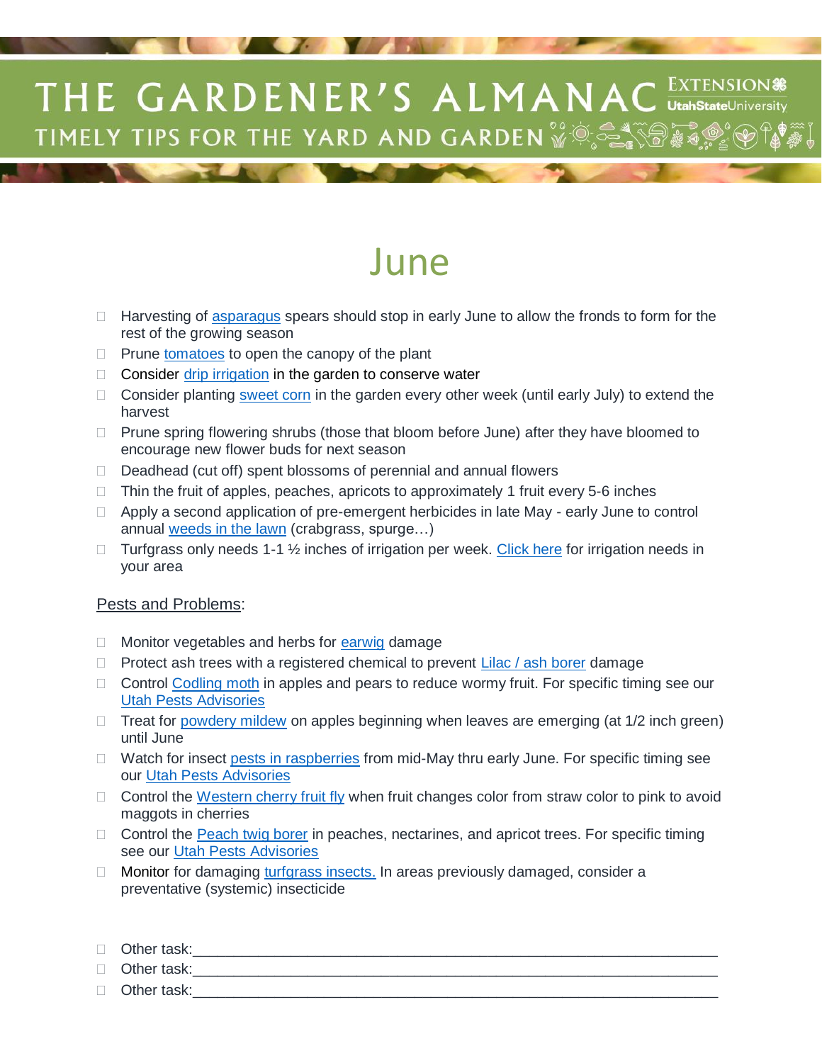# THE GARDENER'S ALMANAC

TIMELY TIPS FOR THE YARD AND GARDEN

EXTENSION UtahStateUniversity

## June

- Harvesting of asparagus spears should stop in early June to allow the fronds to form for the rest of the growing season
- Prune tomatoes to open the canopy of the plant
- Consider drip irrigation in the garden to conserve water
- Consider planting sweet corn in the garden every other week (until early July) to extend the harvest
- Prune spring flowering shrubs (those that bloom before June) after they have bloomed to encourage new flower buds for next season
- Deadhead (cut off) spent blossoms of perennial and annual flowers
- Thin the fruit of apples, peaches, apricots to approximately 1 fruit every 5-6 inches
- Apply a second application of pre-emergent herbicides in late May - early June to control annual weeds in the lawn (crabgrass, spurge…)
- Turfgrass only needs 1-1 ½ inches of irrigation per week. Click here for irrigation needs in your area

Pests and Problems:

- Monitor vegetables and herbs for earwig damage
- Protect ash trees with a registered chemical to prevent Lilac / ash borer damage
- Control Codling moth in apples and pears to reduce wormy fruit. For specific timing see our Utah Pests Advisories
- Treat for powdery mildew on apples beginning when leaves are emerging (at 1/2 inch green) until June
- Watch for insect pests in raspberries from mid-May thru early June. For specific timing see our Utah Pests Advisories
- Control the Western cherry fruit fly when fruit changes color from straw color to pink to avoid maggots in cherries
- Control the Peach twig borer in peaches, nectarines, and apricot trees. For specific timing see our Utah Pests Advisories
- Monitor for damaging turfgrass insects. In areas previously damaged, consider a preventative (systemic) insecticide

- Other task:\_\_\_\_\_\_\_\_\_\_\_\_\_\_\_\_\_\_\_\_\_\_\_\_\_\_\_\_\_\_\_\_\_\_\_\_\_\_\_\_\_\_\_\_\_\_\_\_\_\_\_\_\_\_\_\_\_\_\_\_
- Other task:\_\_\_\_\_\_\_\_\_\_\_\_\_\_\_\_\_\_\_\_\_\_\_\_\_\_\_\_\_\_\_\_\_\_\_\_\_\_\_\_\_\_\_\_\_\_\_\_\_\_\_\_\_\_\_\_\_\_\_\_
- Other task:\_\_\_\_\_\_\_\_\_\_\_\_\_\_\_\_\_\_\_\_\_\_\_\_\_\_\_\_\_\_\_\_\_\_\_\_\_\_\_\_\_\_\_\_\_\_\_\_\_\_\_\_\_\_\_\_\_\_\_\_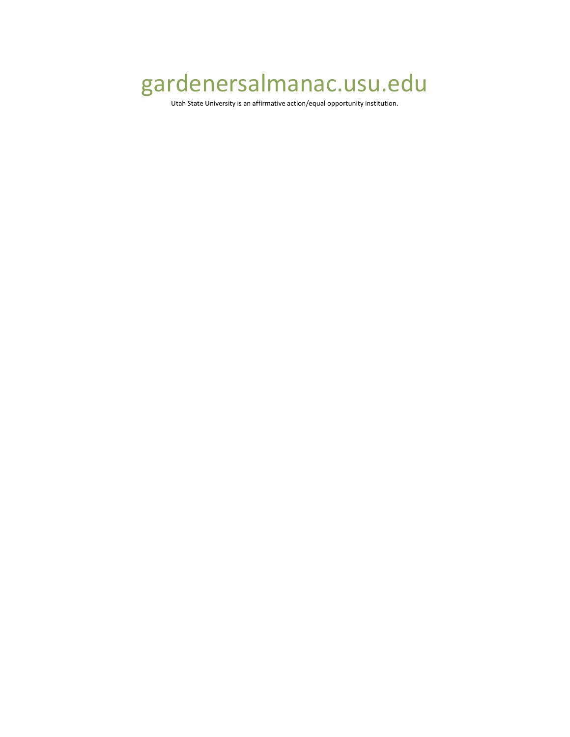gardenersalmanac.usu.edu

Utah State University is an affirmative action/equal opportunity institution.